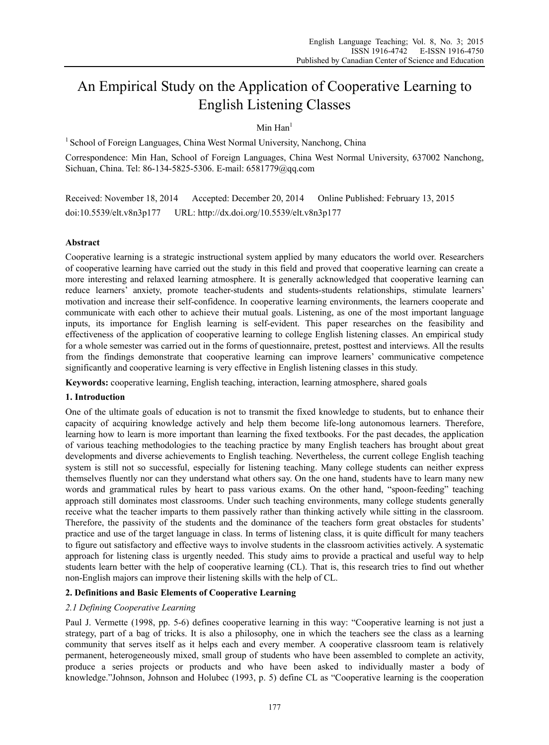# An Empirical Study on the Application of Cooperative Learning to English Listening Classes

Min Han[1]

[1] School of Foreign Languages, China West Normal University, Nanchong, China

Correspondence: Min Han, School of Foreign Languages, China West Normal University, 637002 Nanchong, Sichuan, China. Tel: 86-134-5825-5306. E-mail: 6581779@qq.com

Received: November 18, 2014 Accepted: December 20, 2014 Online Published: February 13, 2015

doi:10.5539/elt.v8n3p177 URL: http://dx.doi.org/10.5539/elt.v8n3p177

## Abstract

Cooperative learning is a strategic instructional system applied by many educators the world over. Researchers of cooperative learning have carried out the study in this field and proved that cooperative learning can create a more interesting and relaxed learning atmosphere. It is generally acknowledged that cooperative learning can reduce learners' anxiety, promote teacher-students and students-students relationships, stimulate learners' motivation and increase their self-confidence. In cooperative learning environments, the learners cooperate and communicate with each other to achieve their mutual goals. Listening, as one of the most important language inputs, its importance for English learning is self-evident. This paper researches on the feasibility and effectiveness of the application of cooperative learning to college English listening classes. An empirical study for a whole semester was carried out in the forms of questionnaire, pretest, posttest and interviews. All the results from the findings demonstrate that cooperative learning can improve learners' communicative competence significantly and cooperative learning is very effective in English listening classes in this study.

**Keywords:** cooperative learning, English teaching, interaction, learning atmosphere, shared goals

## 1. Introduction

One of the ultimate goals of education is not to transmit the fixed knowledge to students, but to enhance their capacity of acquiring knowledge actively and help them become life-long autonomous learners. Therefore, learning how to learn is more important than learning the fixed textbooks. For the past decades, the application of various teaching methodologies to the teaching practice by many English teachers has brought about great developments and diverse achievements to English teaching. Nevertheless, the current college English teaching system is still not so successful, especially for listening teaching. Many college students can neither express themselves fluently nor can they understand what others say. On the one hand, students have to learn many new words and grammatical rules by heart to pass various exams. On the other hand, "spoon-feeding" teaching approach still dominates most classrooms. Under such teaching environments, many college students generally receive what the teacher imparts to them passively rather than thinking actively while sitting in the classroom. Therefore, the passivity of the students and the dominance of the teachers form great obstacles for students' practice and use of the target language in class. In terms of listening class, it is quite difficult for many teachers to figure out satisfactory and effective ways to involve students in the classroom activities actively. A systematic approach for listening class is urgently needed. This study aims to provide a practical and useful way to help students learn better with the help of cooperative learning (CL). That is, this research tries to find out whether non-English majors can improve their listening skills with the help of CL.

## 2. Definitions and Basic Elements of Cooperative Learning

### *2.1 Defining Cooperative Learning*

Paul J. Vermette (1998, pp. 5-6) defines cooperative learning in this way: "Cooperative learning is not just a strategy, part of a bag of tricks. It is also a philosophy, one in which the teachers see the class as a learning community that serves itself as it helps each and every member. A cooperative classroom team is relatively permanent, heterogeneously mixed, small group of students who have been assembled to complete an activity, produce a series projects or products and who have been asked to individually master a body of knowledge."Johnson, Johnson and Holubec (1993, p. 5) define CL as "Cooperative learning is the cooperation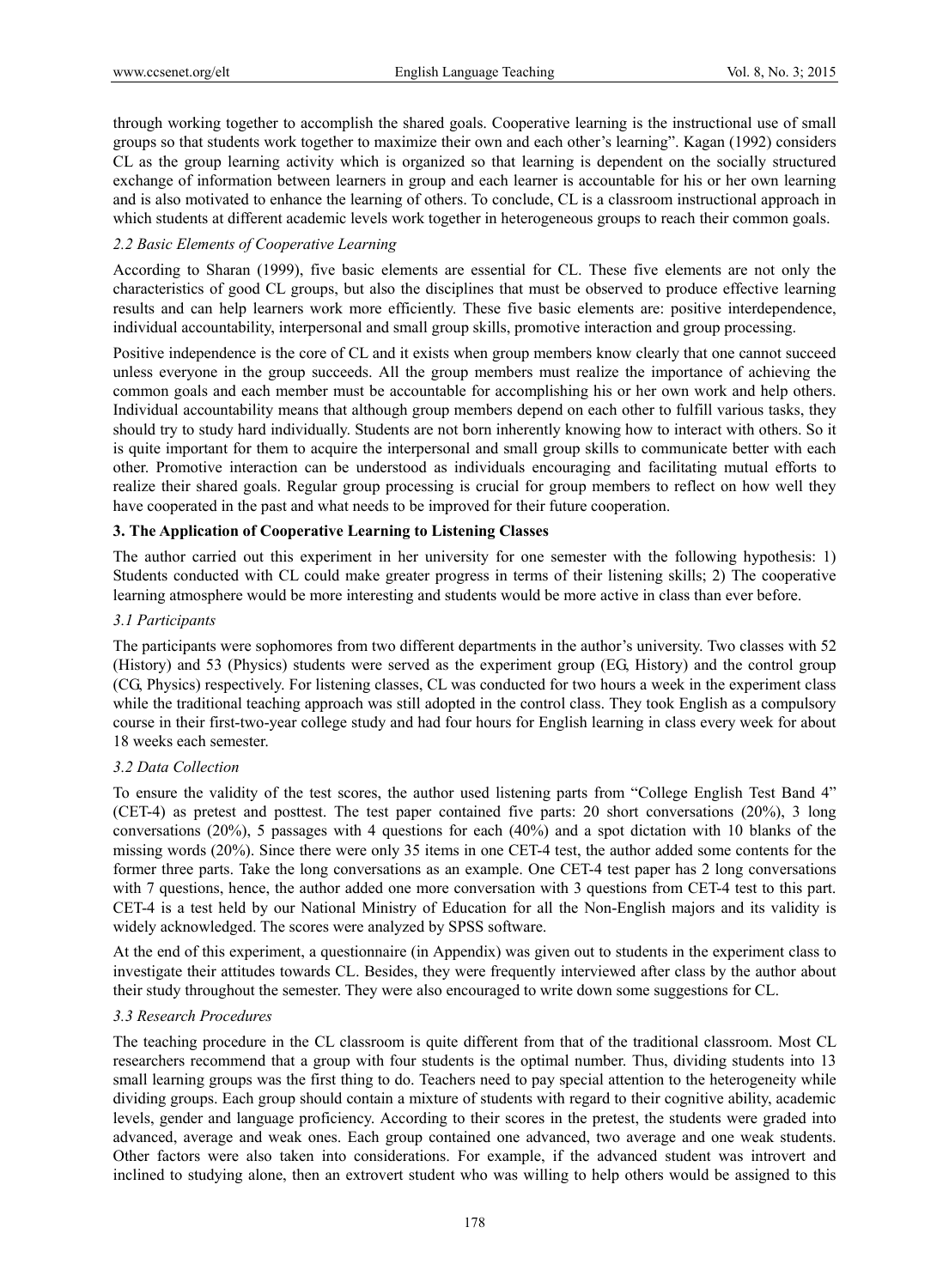through working together to accomplish the shared goals. Cooperative learning is the instructional use of small groups so that students work together to maximize their own and each other's learning". Kagan (1992) considers CL as the group learning activity which is organized so that learning is dependent on the socially structured exchange of information between learners in group and each learner is accountable for his or her own learning and is also motivated to enhance the learning of others. To conclude, CL is a classroom instructional approach in which students at different academic levels work together in heterogeneous groups to reach their common goals.

### *2.2 Basic Elements of Cooperative Learning*

According to Sharan (1999), five basic elements are essential for CL. These five elements are not only the characteristics of good CL groups, but also the disciplines that must be observed to produce effective learning results and can help learners work more efficiently. These five basic elements are: positive interdependence, individual accountability, interpersonal and small group skills, promotive interaction and group processing.

Positive independence is the core of CL and it exists when group members know clearly that one cannot succeed unless everyone in the group succeeds. All the group members must realize the importance of achieving the common goals and each member must be accountable for accomplishing his or her own work and help others. Individual accountability means that although group members depend on each other to fulfill various tasks, they should try to study hard individually. Students are not born inherently knowing how to interact with others. So it is quite important for them to acquire the interpersonal and small group skills to communicate better with each other. Promotive interaction can be understood as individuals encouraging and facilitating mutual efforts to realize their shared goals. Regular group processing is crucial for group members to reflect on how well they have cooperated in the past and what needs to be improved for their future cooperation.

## 3. The Application of Cooperative Learning to Listening Classes

The author carried out this experiment in her university for one semester with the following hypothesis: 1) Students conducted with CL could make greater progress in terms of their listening skills; 2) The cooperative learning atmosphere would be more interesting and students would be more active in class than ever before.

### *3.1 Participants*

The participants were sophomores from two different departments in the author's university. Two classes with 52 (History) and 53 (Physics) students were served as the experiment group (EG, History) and the control group (CG, Physics) respectively. For listening classes, CL was conducted for two hours a week in the experiment class while the traditional teaching approach was still adopted in the control class. They took English as a compulsory course in their first-two-year college study and had four hours for English learning in class every week for about 18 weeks each semester.

### *3.2 Data Collection*

To ensure the validity of the test scores, the author used listening parts from "College English Test Band 4" (CET-4) as pretest and posttest. The test paper contained five parts: 20 short conversations (20%), 3 long conversations (20%), 5 passages with 4 questions for each (40%) and a spot dictation with 10 blanks of the missing words (20%). Since there were only 35 items in one CET-4 test, the author added some contents for the former three parts. Take the long conversations as an example. One CET-4 test paper has 2 long conversations with 7 questions, hence, the author added one more conversation with 3 questions from CET-4 test to this part. CET-4 is a test held by our National Ministry of Education for all the Non-English majors and its validity is widely acknowledged. The scores were analyzed by SPSS software.

At the end of this experiment, a questionnaire (in Appendix) was given out to students in the experiment class to investigate their attitudes towards CL. Besides, they were frequently interviewed after class by the author about their study throughout the semester. They were also encouraged to write down some suggestions for CL.

### *3.3 Research Procedures*

The teaching procedure in the CL classroom is quite different from that of the traditional classroom. Most CL researchers recommend that a group with four students is the optimal number. Thus, dividing students into 13 small learning groups was the first thing to do. Teachers need to pay special attention to the heterogeneity while dividing groups. Each group should contain a mixture of students with regard to their cognitive ability, academic levels, gender and language proficiency. According to their scores in the pretest, the students were graded into advanced, average and weak ones. Each group contained one advanced, two average and one weak students. Other factors were also taken into considerations. For example, if the advanced student was introvert and inclined to studying alone, then an extrovert student who was willing to help others would be assigned to this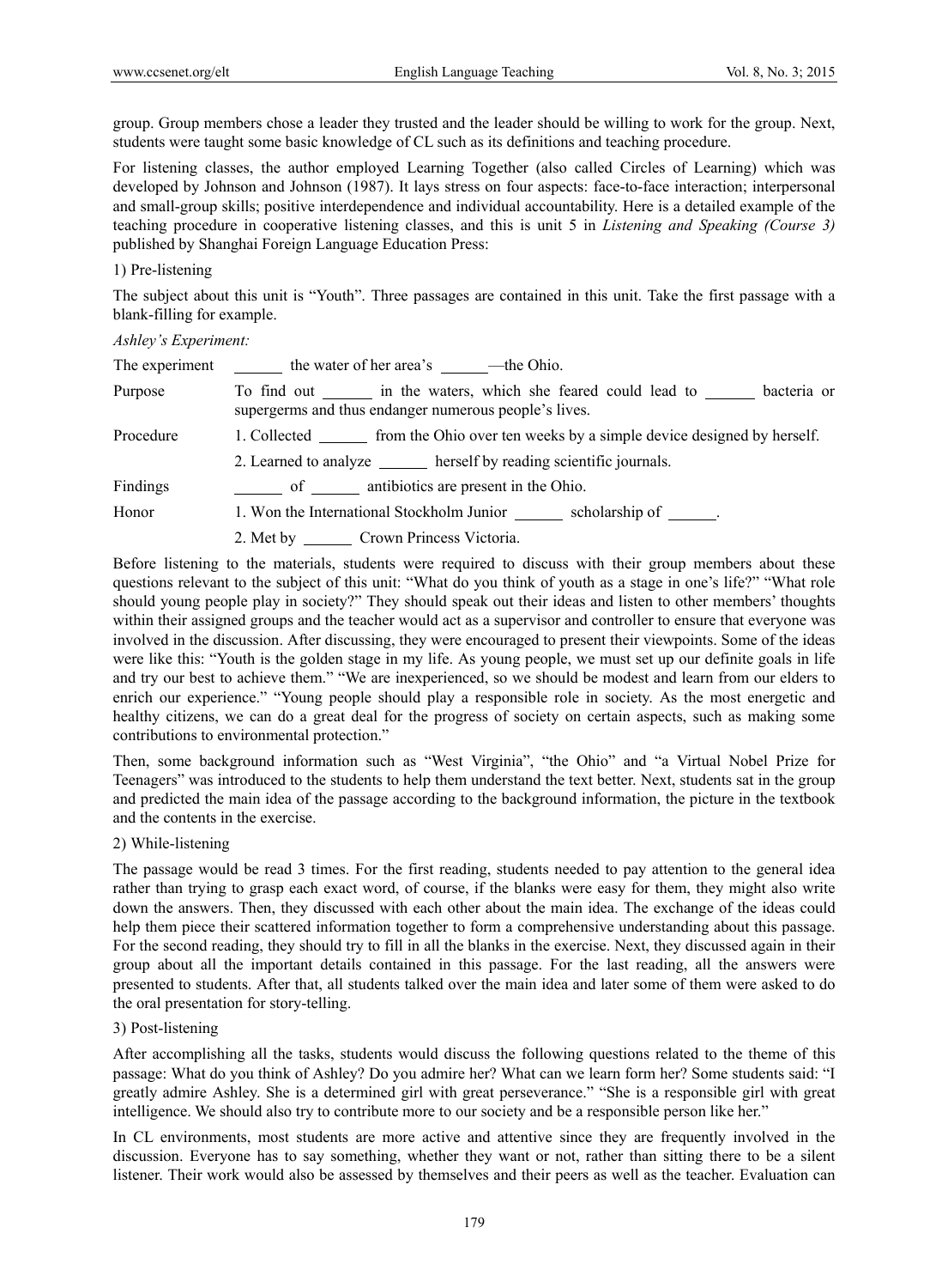group. Group members chose a leader they trusted and the leader should be willing to work for the group. Next, students were taught some basic knowledge of CL such as its definitions and teaching procedure.

For listening classes, the author employed Learning Together (also called Circles of Learning) which was developed by Johnson and Johnson (1987). It lays stress on four aspects: face-to-face interaction; interpersonal and small-group skills; positive interdependence and individual accountability. Here is a detailed example of the teaching procedure in cooperative listening classes, and this is unit 5 in *Listening and Speaking (Course 3)* published by Shanghai Foreign Language Education Press:

1) Pre-listening

The subject about this unit is "Youth". Three passages are contained in this unit. Take the first passage with a blank-filling for example.

*Ashley's Experiment:*

| | |
|---|---|
| The experiment | ______ the water of her area's ______—the Ohio. |
| Purpose | To find out ______ in the waters, which she feared could lead to ______ bacteria or supergerms and thus endanger numerous people's lives. |
| Procedure | 1. Collected ______ from the Ohio over ten weeks by a simple device designed by herself. |
| | 2. Learned to analyze ______ herself by reading scientific journals. |
| Findings | ______ of ______ antibiotics are present in the Ohio. |
| Honor | 1. Won the International Stockholm Junior ______ scholarship of ______. |
| | 2. Met by ______ Crown Princess Victoria. |

Before listening to the materials, students were required to discuss with their group members about these questions relevant to the subject of this unit: "What do you think of youth as a stage in one's life?" "What role should young people play in society?" They should speak out their ideas and listen to other members' thoughts within their assigned groups and the teacher would act as a supervisor and controller to ensure that everyone was involved in the discussion. After discussing, they were encouraged to present their viewpoints. Some of the ideas were like this: "Youth is the golden stage in my life. As young people, we must set up our definite goals in life and try our best to achieve them." "We are inexperienced, so we should be modest and learn from our elders to enrich our experience." "Young people should play a responsible role in society. As the most energetic and healthy citizens, we can do a great deal for the progress of society on certain aspects, such as making some contributions to environmental protection."

Then, some background information such as "West Virginia", "the Ohio" and "a Virtual Nobel Prize for Teenagers" was introduced to the students to help them understand the text better. Next, students sat in the group and predicted the main idea of the passage according to the background information, the picture in the textbook and the contents in the exercise.

2) While-listening

The passage would be read 3 times. For the first reading, students needed to pay attention to the general idea rather than trying to grasp each exact word, of course, if the blanks were easy for them, they might also write down the answers. Then, they discussed with each other about the main idea. The exchange of the ideas could help them piece their scattered information together to form a comprehensive understanding about this passage. For the second reading, they should try to fill in all the blanks in the exercise. Next, they discussed again in their group about all the important details contained in this passage. For the last reading, all the answers were presented to students. After that, all students talked over the main idea and later some of them were asked to do the oral presentation for story-telling.

3) Post-listening

After accomplishing all the tasks, students would discuss the following questions related to the theme of this passage: What do you think of Ashley? Do you admire her? What can we learn form her? Some students said: "I greatly admire Ashley. She is a determined girl with great perseverance." "She is a responsible girl with great intelligence. We should also try to contribute more to our society and be a responsible person like her."

In CL environments, most students are more active and attentive since they are frequently involved in the discussion. Everyone has to say something, whether they want or not, rather than sitting there to be a silent listener. Their work would also be assessed by themselves and their peers as well as the teacher. Evaluation can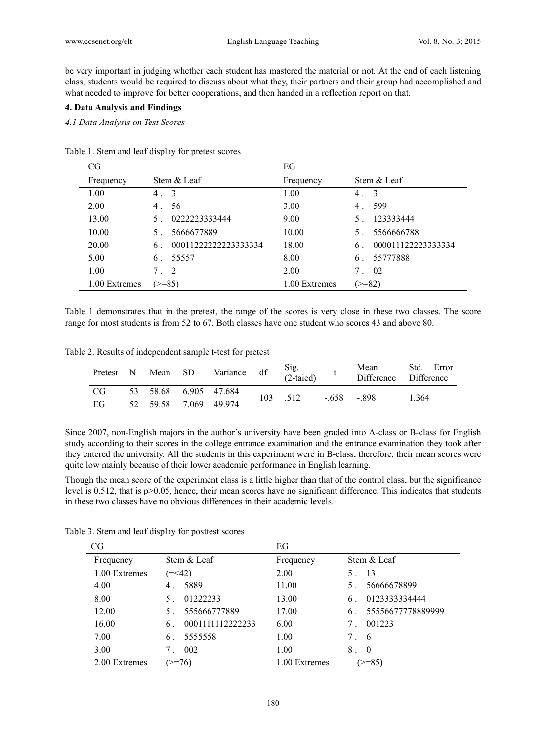be very important in judging whether each student has mastered the material or not. At the end of each listening class, students would be required to discuss about what they, their partners and their group had accomplished and what needed to improve for better cooperations, and then handed in a reflection report on that.

## 4. Data Analysis and Findings

### *4.1 Data Analysis on Test Scores*

Table 1. Stem and leaf display for pretest scores

| CG | | EG | |
|---|---|---|---|
| Frequency | Stem & Leaf | Frequency | Stem & Leaf |
| 1.00 | 4 . 3 | 1.00 | 4 . 3 |
| 2.00 | 4 . 56 | 3.00 | 4 . 599 |
| 13.00 | 5 . 0222223333444 | 9.00 | 5 . 123333444 |
| 10.00 | 5 . 5666677889 | 10.00 | 5 . 5566666788 |
| 20.00 | 6 . 00011222222223333334 | 18.00 | 6 . 000011122223333334 |
| 5.00 | 6 . 55557 | 8.00 | 6 . 55777888 |
| 1.00 | 7 . 2 | 2.00 | 7 . 02 |
| 1.00 Extremes | (>=85) | 1.00 Extremes | (>=82) |

Table 1 demonstrates that in the pretest, the range of the scores is very close in these two classes. The score range for most students is from 52 to 67. Both classes have one student who scores 43 and above 80.

Table 2. Results of independent sample t-test for pretest

| Pretest | N | Mean | SD | Variance | df | Sig. (2-taied) | t | Mean Difference | Std. Error Difference |
|---|---|---|---|---|---|---|---|---|---|
| CG | 53 | 58.68 | 6.905 | 47.684 | 103 | .512 | -.658 | -.898 | 1.364 |
| EG | 52 | 59.58 | 7.069 | 49.974 | | | | | |

Since 2007, non-English majors in the author's university have been graded into A-class or B-class for English study according to their scores in the college entrance examination and the entrance examination they took after they entered the university. All the students in this experiment were in B-class, therefore, their mean scores were quite low mainly because of their lower academic performance in English learning.

Though the mean score of the experiment class is a little higher than that of the control class, but the significance level is 0.512, that is $p>0.05$, hence, their mean scores have no significant difference. This indicates that students in these two classes have no obvious differences in their academic levels.

Table 3. Stem and leaf display for posttest scores

| CG | | EG | |
|---|---|---|---|
| Frequency | Stem & Leaf | Frequency | Stem & Leaf |
| 1.00 Extremes | (=<42) | 2.00 | 5 . 13 |
| 4.00 | 4 . 5889 | 11.00 | 5 . 56666678899 |
| 8.00 | 5 . 01222233 | 13.00 | 6 . 0123333334444 |
| 12.00 | 5 . 555666777889 | 17.00 | 6 . 55556677778889999 |
| 16.00 | 6 . 0001111112222233 | 6.00 | 7 . 001223 |
| 7.00 | 6 . 5555558 | 1.00 | 7 . 6 |
| 3.00 | 7 . 002 | 1.00 | 8 . 0 |
| 2.00 Extremes | (>=76) | 1.00 Extremes | (>=85) |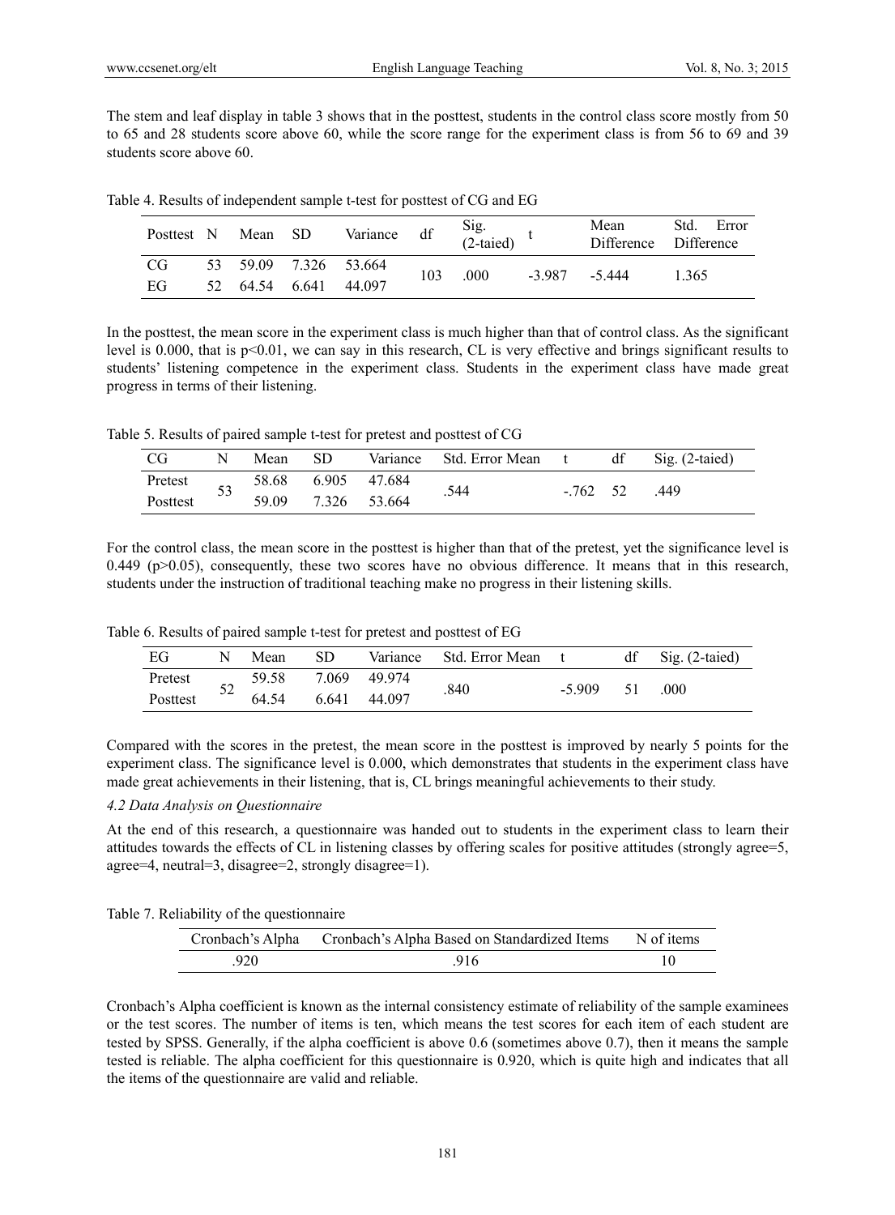The stem and leaf display in table 3 shows that in the posttest, students in the control class score mostly from 50 to 65 and 28 students score above 60, while the score range for the experiment class is from 56 to 69 and 39 students score above 60.

Table 4. Results of independent sample t-test for posttest of CG and EG

| Posttest | N | Mean | SD | Variance | df | Sig. (2-taied) | t | Mean Difference | Std. Error Difference |
|---|---|---|---|---|---|---|---|---|---|
| CG | 53 | 59.09 | 7.326 | 53.664 | 103 | .000 | -3.987 | -5.444 | 1.365 |
| EG | 52 | 64.54 | 6.641 | 44.097 | | | | | |

In the posttest, the mean score in the experiment class is much higher than that of control class. As the significant level is 0.000, that is $p<0.01$, we can say in this research, CL is very effective and brings significant results to students' listening competence in the experiment class. Students in the experiment class have made great progress in terms of their listening.

Table 5. Results of paired sample t-test for pretest and posttest of CG

| CG | N | Mean | SD | Variance | Std. Error Mean | t | df | Sig. (2-taied) |
|---|---|---|---|---|---|---|---|---|
| Pretest | 53 | 58.68 | 6.905 | 47.684 | .544 | -.762 | 52 | .449 |
| Posttest | | 59.09 | 7.326 | 53.664 | | | | |

For the control class, the mean score in the posttest is higher than that of the pretest, yet the significance level is 0.449 ($p>0.05$), consequently, these two scores have no obvious difference. It means that in this research, students under the instruction of traditional teaching make no progress in their listening skills.

Table 6. Results of paired sample t-test for pretest and posttest of EG

| EG | N | Mean | SD | Variance | Std. Error Mean | t | df | Sig. (2-taied) |
|---|---|---|---|---|---|---|---|---|
| Pretest | 52 | 59.58 | 7.069 | 49.974 | .840 | -5.909 | 51 | .000 |
| Posttest | | 64.54 | 6.641 | 44.097 | | | | |

Compared with the scores in the pretest, the mean score in the posttest is improved by nearly 5 points for the experiment class. The significance level is 0.000, which demonstrates that students in the experiment class have made great achievements in their listening, that is, CL brings meaningful achievements to their study.

### *4.2 Data Analysis on Questionnaire*

At the end of this research, a questionnaire was handed out to students in the experiment class to learn their attitudes towards the effects of CL in listening classes by offering scales for positive attitudes (strongly agree=5, agree=4, neutral=3, disagree=2, strongly disagree=1).

Table 7. Reliability of the questionnaire

| Cronbach's Alpha | Cronbach's Alpha Based on Standardized Items | N of items |
|---|---|---|
| .920 | .916 | 10 |

Cronbach's Alpha coefficient is known as the internal consistency estimate of reliability of the sample examinees or the test scores. The number of items is ten, which means the test scores for each item of each student are tested by SPSS. Generally, if the alpha coefficient is above 0.6 (sometimes above 0.7), then it means the sample tested is reliable. The alpha coefficient for this questionnaire is 0.920, which is quite high and indicates that all the items of the questionnaire are valid and reliable.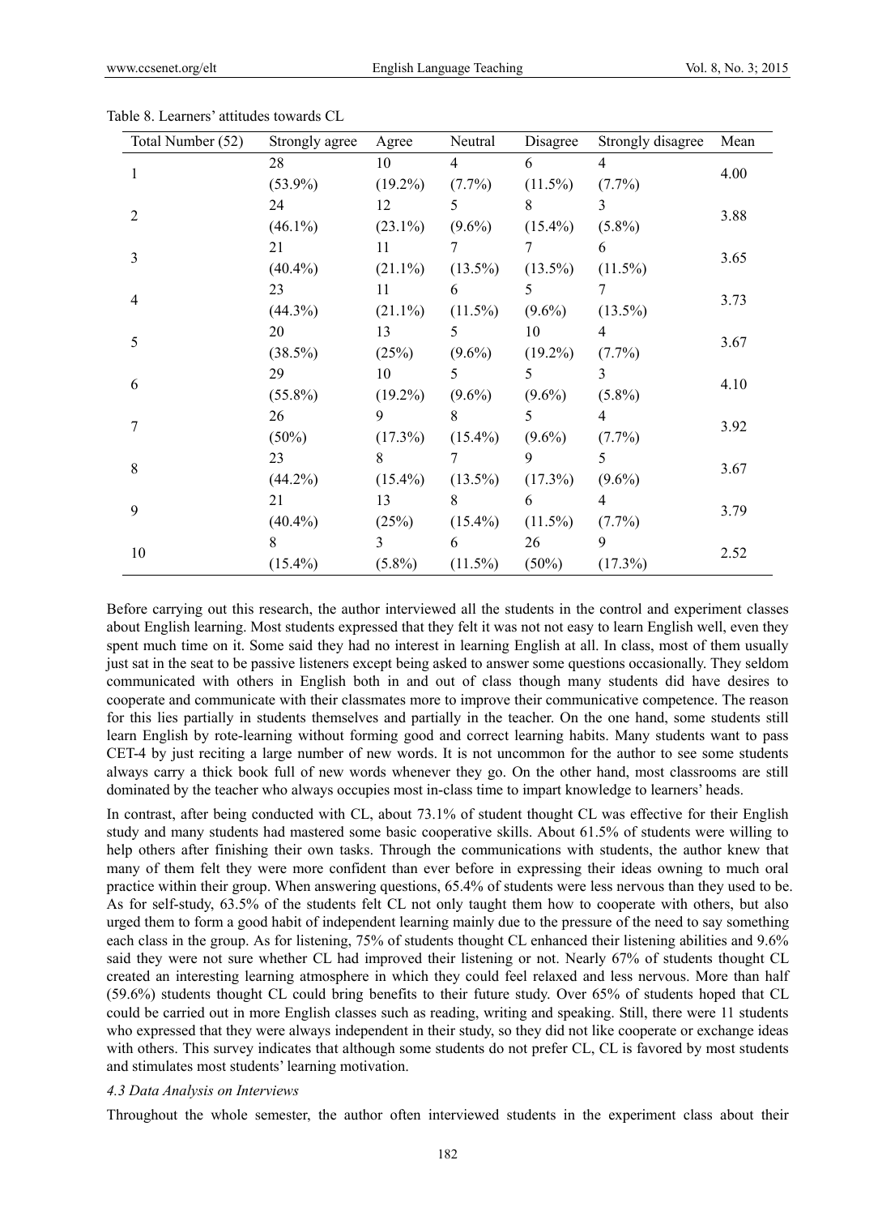Table 8. Learners' attitudes towards CL

| Total Number (52) | Strongly agree | Agree | Neutral | Disagree | Strongly disagree | Mean |
|---|---|---|---|---|---|---|
| 1 | 28 (53.9%) | 10 (19.2%) | 4 (7.7%) | 6 (11.5%) | 4 (7.7%) | 4.00 |
| 2 | 24 (46.1%) | 12 (23.1%) | 5 (9.6%) | 8 (15.4%) | 3 (5.8%) | 3.88 |
| 3 | 21 (40.4%) | 11 (21.1%) | 7 (13.5%) | 7 (13.5%) | 6 (11.5%) | 3.65 |
| 4 | 23 (44.3%) | 11 (21.1%) | 6 (11.5%) | 5 (9.6%) | 7 (13.5%) | 3.73 |
| 5 | 20 (38.5%) | 13 (25%) | 5 (9.6%) | 10 (19.2%) | 4 (7.7%) | 3.67 |
| 6 | 29 (55.8%) | 10 (19.2%) | 5 (9.6%) | 5 (9.6%) | 3 (5.8%) | 4.10 |
| 7 | 26 (50%) | 9 (17.3%) | 8 (15.4%) | 5 (9.6%) | 4 (7.7%) | 3.92 |
| 8 | 23 (44.2%) | 8 (15.4%) | 7 (13.5%) | 9 (17.3%) | 5 (9.6%) | 3.67 |
| 9 | 21 (40.4%) | 13 (25%) | 8 (15.4%) | 6 (11.5%) | 4 (7.7%) | 3.79 |
| 10 | 8 (15.4%) | 3 (5.8%) | 6 (11.5%) | 26 (50%) | 9 (17.3%) | 2.52 |

Before carrying out this research, the author interviewed all the students in the control and experiment classes about English learning. Most students expressed that they felt it was not not easy to learn English well, even they spent much time on it. Some said they had no interest in learning English at all. In class, most of them usually just sat in the seat to be passive listeners except being asked to answer some questions occasionally. They seldom communicated with others in English both in and out of class though many students did have desires to cooperate and communicate with their classmates more to improve their communicative competence. The reason for this lies partially in students themselves and partially in the teacher. On the one hand, some students still learn English by rote-learning without forming good and correct learning habits. Many students want to pass CET-4 by just reciting a large number of new words. It is not uncommon for the author to see some students always carry a thick book full of new words whenever they go. On the other hand, most classrooms are still dominated by the teacher who always occupies most in-class time to impart knowledge to learners' heads.

In contrast, after being conducted with CL, about 73.1% of student thought CL was effective for their English study and many students had mastered some basic cooperative skills. About 61.5% of students were willing to help others after finishing their own tasks. Through the communications with students, the author knew that many of them felt they were more confident than ever before in expressing their ideas owning to much oral practice within their group. When answering questions, 65.4% of students were less nervous than they used to be. As for self-study, 63.5% of the students felt CL not only taught them how to cooperate with others, but also urged them to form a good habit of independent learning mainly due to the pressure of the need to say something each class in the group. As for listening, 75% of students thought CL enhanced their listening abilities and 9.6% said they were not sure whether CL had improved their listening or not. Nearly 67% of students thought CL created an interesting learning atmosphere in which they could feel relaxed and less nervous. More than half (59.6%) students thought CL could bring benefits to their future study. Over 65% of students hoped that CL could be carried out in more English classes such as reading, writing and speaking. Still, there were 11 students who expressed that they were always independent in their study, so they did not like cooperate or exchange ideas with others. This survey indicates that although some students do not prefer CL, CL is favored by most students and stimulates most students' learning motivation.

### *4.3 Data Analysis on Interviews*

Throughout the whole semester, the author often interviewed students in the experiment class about their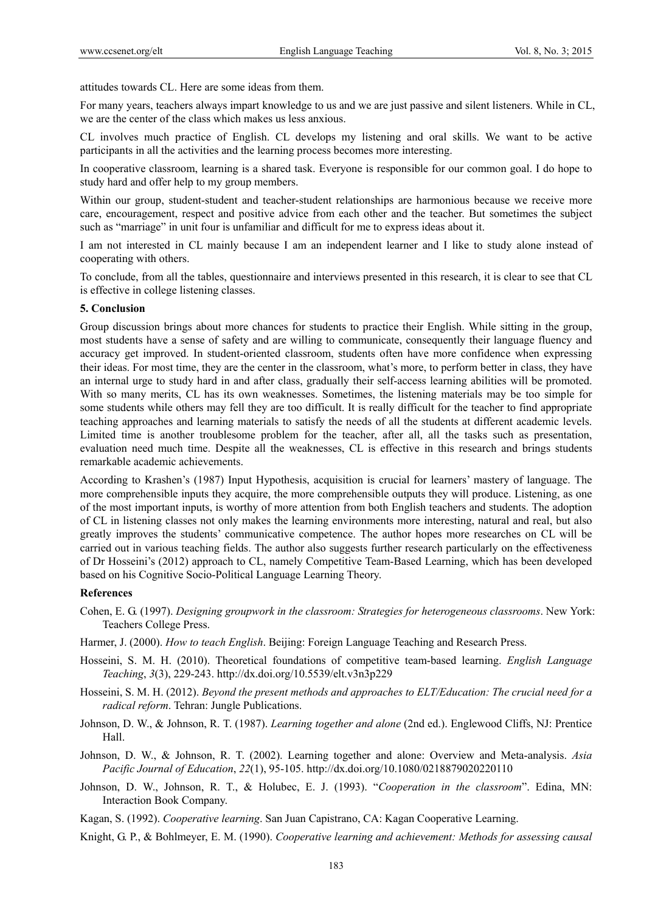attitudes towards CL. Here are some ideas from them.

For many years, teachers always impart knowledge to us and we are just passive and silent listeners. While in CL, we are the center of the class which makes us less anxious.

CL involves much practice of English. CL develops my listening and oral skills. We want to be active participants in all the activities and the learning process becomes more interesting.

In cooperative classroom, learning is a shared task. Everyone is responsible for our common goal. I do hope to study hard and offer help to my group members.

Within our group, student-student and teacher-student relationships are harmonious because we receive more care, encouragement, respect and positive advice from each other and the teacher. But sometimes the subject such as "marriage" in unit four is unfamiliar and difficult for me to express ideas about it.

I am not interested in CL mainly because I am an independent learner and I like to study alone instead of cooperating with others.

To conclude, from all the tables, questionnaire and interviews presented in this research, it is clear to see that CL is effective in college listening classes.

## 5. Conclusion

Group discussion brings about more chances for students to practice their English. While sitting in the group, most students have a sense of safety and are willing to communicate, consequently their language fluency and accuracy get improved. In student-oriented classroom, students often have more confidence when expressing their ideas. For most time, they are the center in the classroom, what's more, to perform better in class, they have an internal urge to study hard in and after class, gradually their self-access learning abilities will be promoted. With so many merits, CL has its own weaknesses. Sometimes, the listening materials may be too simple for some students while others may fell they are too difficult. It is really difficult for the teacher to find appropriate teaching approaches and learning materials to satisfy the needs of all the students at different academic levels. Limited time is another troublesome problem for the teacher, after all, all the tasks such as presentation, evaluation need much time. Despite all the weaknesses, CL is effective in this research and brings students remarkable academic achievements.

According to Krashen's (1987) Input Hypothesis, acquisition is crucial for learners' mastery of language. The more comprehensible inputs they acquire, the more comprehensible outputs they will produce. Listening, as one of the most important inputs, is worthy of more attention from both English teachers and students. The adoption of CL in listening classes not only makes the learning environments more interesting, natural and real, but also greatly improves the students' communicative competence. The author hopes more researches on CL will be carried out in various teaching fields. The author also suggests further research particularly on the effectiveness of Dr Hosseini's (2012) approach to CL, namely Competitive Team-Based Learning, which has been developed based on his Cognitive Socio-Political Language Learning Theory.

## References

Cohen, E. G. (1997). *Designing groupwork in the classroom: Strategies for heterogeneous classrooms*. New York: Teachers College Press.

Harmer, J. (2000). *How to teach English*. Beijing: Foreign Language Teaching and Research Press.

Hosseini, S. M. H. (2010). Theoretical foundations of competitive team-based learning. *English Language Teaching*, *3*(3), 229-243. http://dx.doi.org/10.5539/elt.v3n3p229

Hosseini, S. M. H. (2012). *Beyond the present methods and approaches to ELT/Education: The crucial need for a radical reform*. Tehran: Jungle Publications.

Johnson, D. W., & Johnson, R. T. (1987). *Learning together and alone* (2nd ed.). Englewood Cliffs, NJ: Prentice Hall.

Johnson, D. W., & Johnson, R. T. (2002). Learning together and alone: Overview and Meta-analysis. *Asia Pacific Journal of Education*, *22*(1), 95-105. http://dx.doi.org/10.1080/0218879020220110

Johnson, D. W., Johnson, R. T., & Holubec, E. J. (1993). "*Cooperation in the classroom*". Edina, MN: Interaction Book Company.

Kagan, S. (1992). *Cooperative learning*. San Juan Capistrano, CA: Kagan Cooperative Learning.

Knight, G. P., & Bohlmeyer, E. M. (1990). *Cooperative learning and achievement: Methods for assessing causal*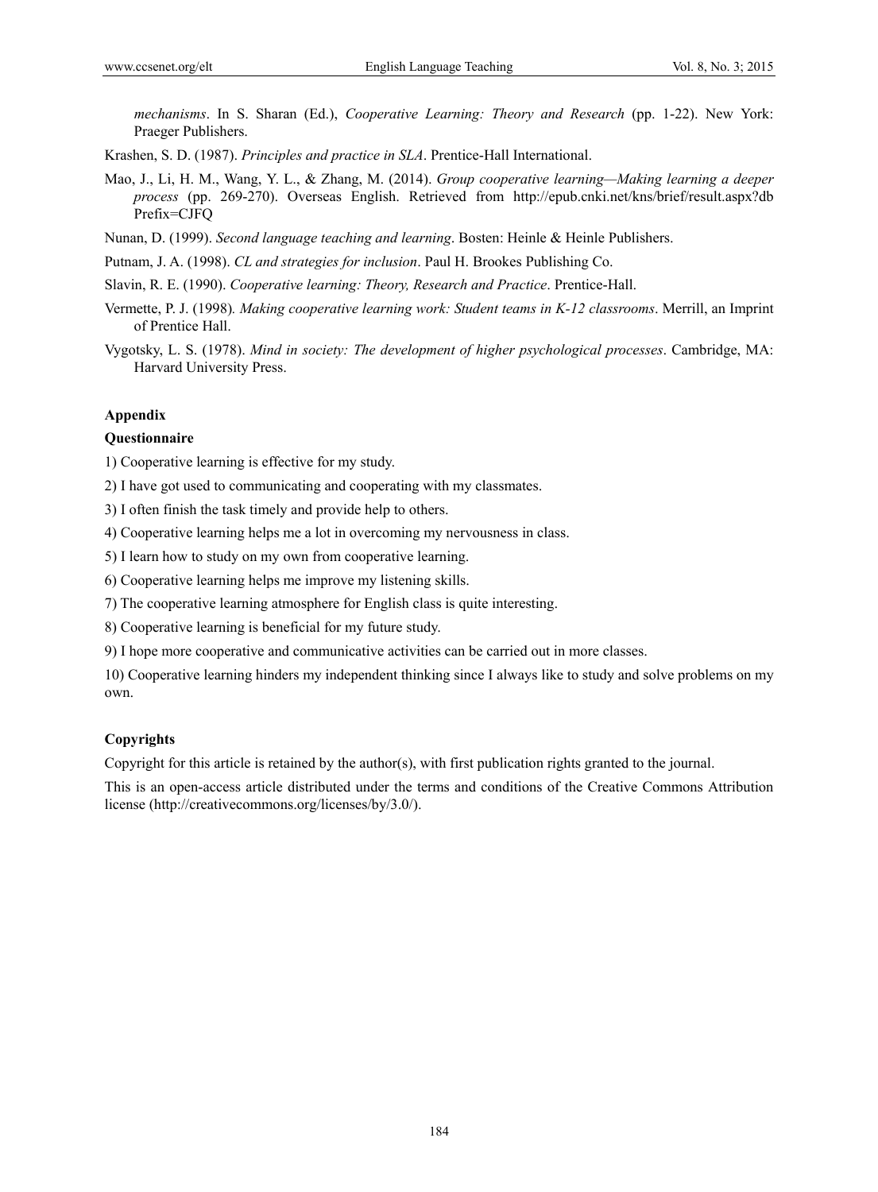*mechanisms*. In S. Sharan (Ed.), *Cooperative Learning: Theory and Research* (pp. 1-22). New York: Praeger Publishers.

Krashen, S. D. (1987). *Principles and practice in SLA*. Prentice-Hall International.

Mao, J., Li, H. M., Wang, Y. L., & Zhang, M. (2014). *Group cooperative learning—Making learning a deeper process* (pp. 269-270). Overseas English. Retrieved from http://epub.cnki.net/kns/brief/result.aspx?dbPrefix=CJFQ

Nunan, D. (1999). *Second language teaching and learning*. Bosten: Heinle & Heinle Publishers.

Putnam, J. A. (1998). *CL and strategies for inclusion*. Paul H. Brookes Publishing Co.

Slavin, R. E. (1990). *Cooperative learning: Theory, Research and Practice*. Prentice-Hall.

Vermette, P. J. (1998). *Making cooperative learning work: Student teams in K-12 classrooms*. Merrill, an Imprint of Prentice Hall.

Vygotsky, L. S. (1978). *Mind in society: The development of higher psychological processes*. Cambridge, MA: Harvard University Press.

## Appendix

### Questionnaire

1) Cooperative learning is effective for my study.

2) I have got used to communicating and cooperating with my classmates.

3) I often finish the task timely and provide help to others.

4) Cooperative learning helps me a lot in overcoming my nervousness in class.

5) I learn how to study on my own from cooperative learning.

6) Cooperative learning helps me improve my listening skills.

7) The cooperative learning atmosphere for English class is quite interesting.

8) Cooperative learning is beneficial for my future study.

9) I hope more cooperative and communicative activities can be carried out in more classes.

10) Cooperative learning hinders my independent thinking since I always like to study and solve problems on my own.

## Copyrights

Copyright for this article is retained by the author(s), with first publication rights granted to the journal.

This is an open-access article distributed under the terms and conditions of the Creative Commons Attribution license (http://creativecommons.org/licenses/by/3.0/).